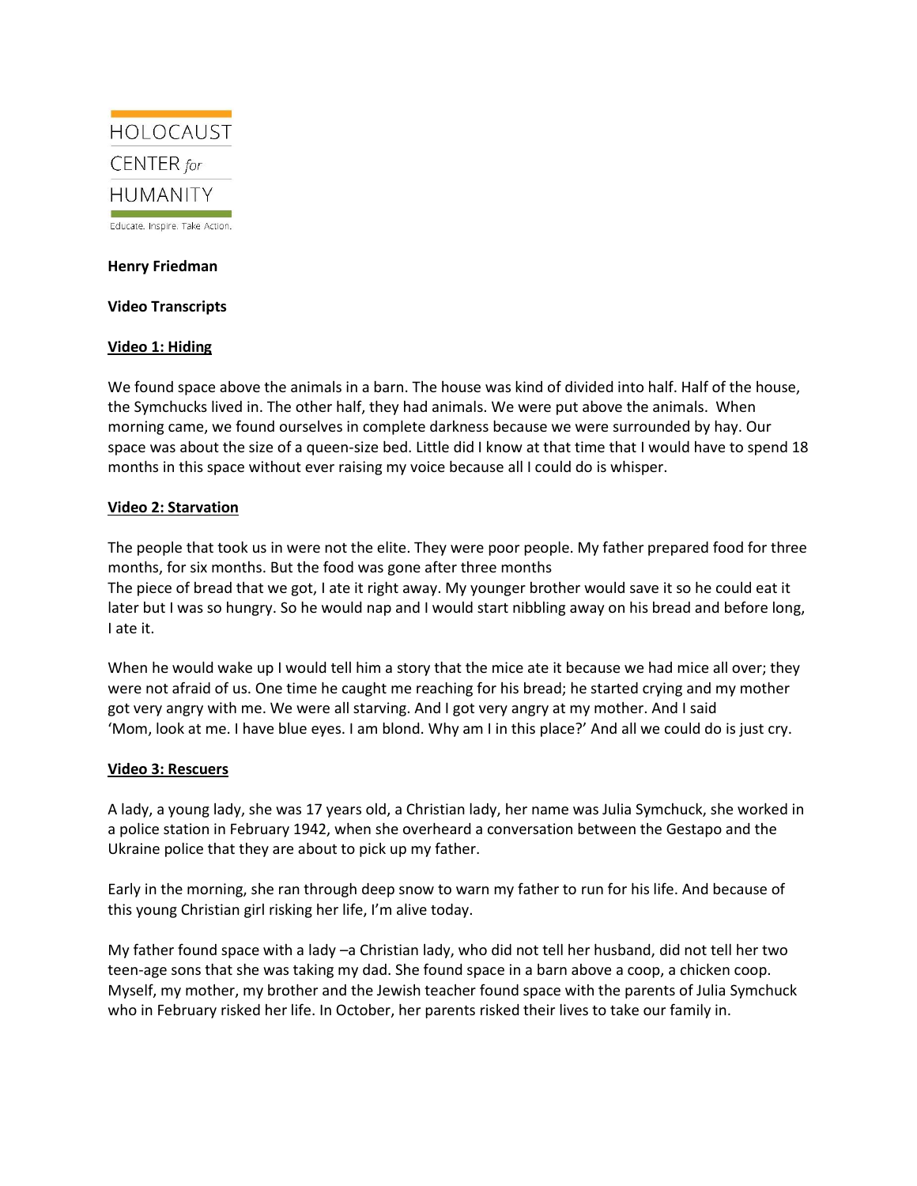HOLOCAUST CENTER *for* HUMANITY

Educate. Inspire. Take Action.

**Henry Friedman**

**Video Transcripts**

**Video 1: Hiding**

We found space above the animals in a barn. The house was kind of divided into half. Half of the house, the Symchucks lived in. The other half, they had animals. We were put above the animals. When morning came, we found ourselves in complete darkness because we were surrounded by hay. Our space was about the size of a queen-size bed. Little did I know at that time that I would have to spend 18 months in this space without ever raising my voice because all I could do is whisper.

**Video 2: Starvation**

The people that took us in were not the elite. They were poor people. My father prepared food for three months, for six months. But the food was gone after three months
The piece of bread that we got, I ate it right away. My younger brother would save it so he could eat it later but I was so hungry. So he would nap and I would start nibbling away on his bread and before long, I ate it.

When he would wake up I would tell him a story that the mice ate it because we had mice all over; they were not afraid of us. One time he caught me reaching for his bread; he started crying and my mother got very angry with me. We were all starving. And I got very angry at my mother. And I said 'Mom, look at me. I have blue eyes. I am blond. Why am I in this place?' And all we could do is just cry.

**Video 3: Rescuers**

A lady, a young lady, she was 17 years old, a Christian lady, her name was Julia Symchuck, she worked in a police station in February 1942, when she overheard a conversation between the Gestapo and the Ukraine police that they are about to pick up my father.

Early in the morning, she ran through deep snow to warn my father to run for his life. And because of this young Christian girl risking her life, I'm alive today.

My father found space with a lady –a Christian lady, who did not tell her husband, did not tell her two teen-age sons that she was taking my dad. She found space in a barn above a coop, a chicken coop. Myself, my mother, my brother and the Jewish teacher found space with the parents of Julia Symchuck who in February risked her life. In October, her parents risked their lives to take our family in.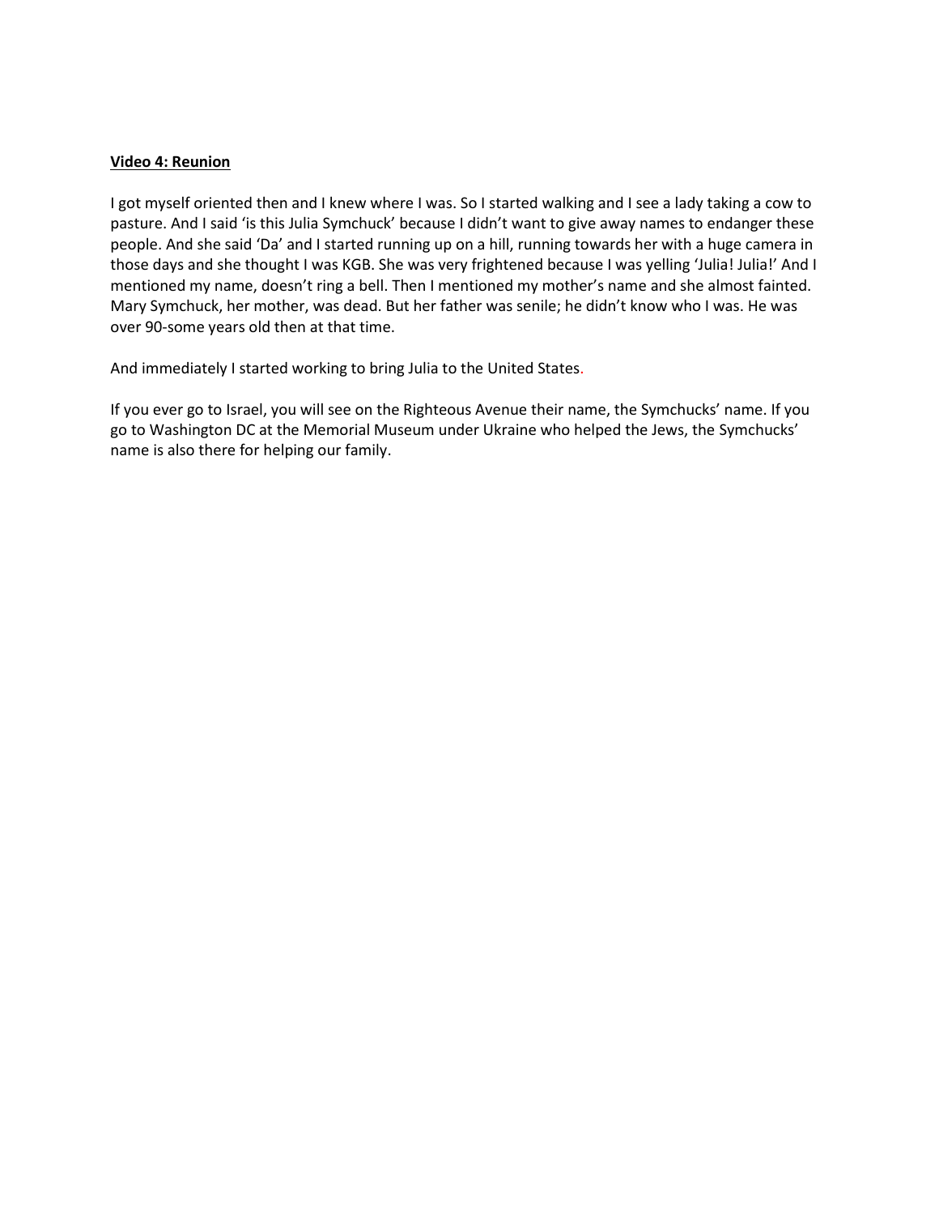**Video 4: Reunion**

I got myself oriented then and I knew where I was. So I started walking and I see a lady taking a cow to pasture. And I said 'is this Julia Symchuck' because I didn't want to give away names to endanger these people. And she said 'Da' and I started running up on a hill, running towards her with a huge camera in those days and she thought I was KGB. She was very frightened because I was yelling 'Julia! Julia!' And I mentioned my name, doesn't ring a bell. Then I mentioned my mother's name and she almost fainted. Mary Symchuck, her mother, was dead. But her father was senile; he didn't know who I was. He was over 90-some years old then at that time.

And immediately I started working to bring Julia to the United States.

If you ever go to Israel, you will see on the Righteous Avenue their name, the Symchucks' name. If you go to Washington DC at the Memorial Museum under Ukraine who helped the Jews, the Symchucks' name is also there for helping our family.